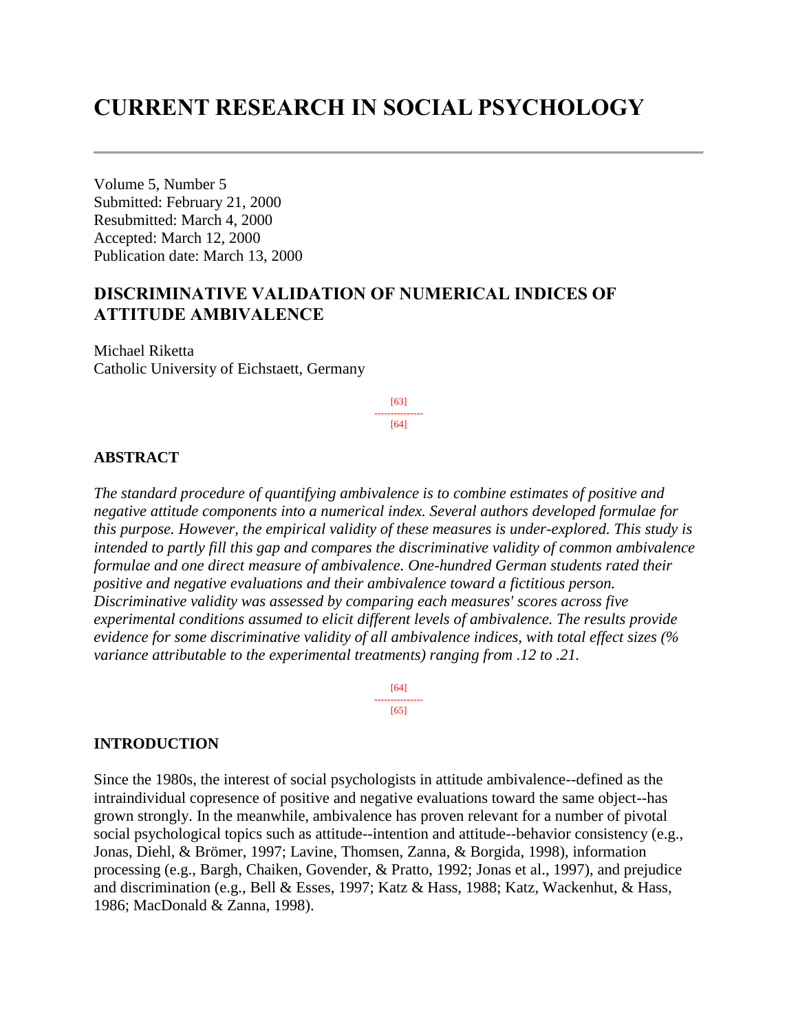# CURRENT RESEARCH IN SOCIAL PSYCHOLOGY

Volume 5, Number 5
Submitted: February 21, 2000
Resubmitted: March 4, 2000
Accepted: March 12, 2000
Publication date: March 13, 2000

## DISCRIMINATIVE VALIDATION OF NUMERICAL INDICES OF ATTITUDE AMBIVALENCE

Michael Riketta
Catholic University of Eichstaett, Germany

### ABSTRACT

*The standard procedure of quantifying ambivalence is to combine estimates of positive and negative attitude components into a numerical index. Several authors developed formulae for this purpose. However, the empirical validity of these measures is under-explored. This study is intended to partly fill this gap and compares the discriminative validity of common ambivalence formulae and one direct measure of ambivalence. One-hundred German students rated their positive and negative evaluations and their ambivalence toward a fictitious person. Discriminative validity was assessed by comparing each measures' scores across five experimental conditions assumed to elicit different levels of ambivalence. The results provide evidence for some discriminative validity of all ambivalence indices, with total effect sizes (% variance attributable to the experimental treatments) ranging from .12 to .21.*

### INTRODUCTION

Since the 1980s, the interest of social psychologists in attitude ambivalence--defined as the intraindividual copresence of positive and negative evaluations toward the same object--has grown strongly. In the meanwhile, ambivalence has proven relevant for a number of pivotal social psychological topics such as attitude--intention and attitude--behavior consistency (e.g., Jonas, Diehl, & Brömer, 1997; Lavine, Thomsen, Zanna, & Borgida, 1998), information processing (e.g., Bargh, Chaiken, Govender, & Pratto, 1992; Jonas et al., 1997), and prejudice and discrimination (e.g., Bell & Esses, 1997; Katz & Hass, 1988; Katz, Wackenhut, & Hass, 1986; MacDonald & Zanna, 1998).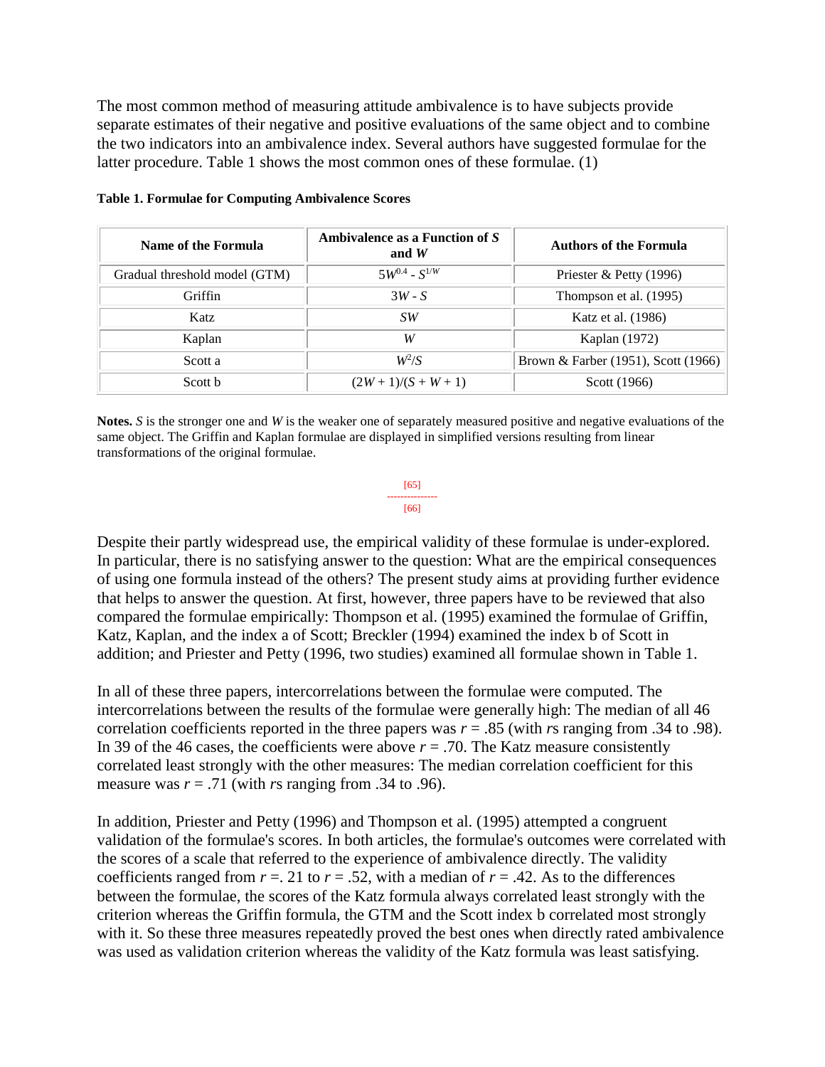The most common method of measuring attitude ambivalence is to have subjects provide separate estimates of their negative and positive evaluations of the same object and to combine the two indicators into an ambivalence index. Several authors have suggested formulae for the latter procedure. Table 1 shows the most common ones of these formulae. (1)

**Table 1. Formulae for Computing Ambivalence Scores**

| Name of the Formula | Ambivalence as a Function of *S* and *W* | Authors of the Formula |
| --- | --- | --- |
| Gradual threshold model (GTM) | $5W^{0.4} - S^{1/W}$ | Priester & Petty (1996) |
| Griffin | $3W - S$ | Thompson et al. (1995) |
| Katz | $SW$ | Katz et al. (1986) |
| Kaplan | $W$ | Kaplan (1972) |
| Scott a | $W^2/S$ | Brown & Farber (1951), Scott (1966) |
| Scott b | $(2W + 1)/(S + W + 1)$ | Scott (1966) |

**Notes.** *S* is the stronger one and *W* is the weaker one of separately measured positive and negative evaluations of the same object. The Griffin and Kaplan formulae are displayed in simplified versions resulting from linear transformations of the original formulae.

Despite their partly widespread use, the empirical validity of these formulae is under-explored. In particular, there is no satisfying answer to the question: What are the empirical consequences of using one formula instead of the others? The present study aims at providing further evidence that helps to answer the question. At first, however, three papers have to be reviewed that also compared the formulae empirically: Thompson et al. (1995) examined the formulae of Griffin, Katz, Kaplan, and the index a of Scott; Breckler (1994) examined the index b of Scott in addition; and Priester and Petty (1996, two studies) examined all formulae shown in Table 1.

In all of these three papers, intercorrelations between the formulae were computed. The intercorrelations between the results of the formulae were generally high: The median of all 46 correlation coefficients reported in the three papers was $r = .85$ (with *r*s ranging from .34 to .98). In 39 of the 46 cases, the coefficients were above $r = .70$. The Katz measure consistently correlated least strongly with the other measures: The median correlation coefficient for this measure was $r = .71$ (with *r*s ranging from .34 to .96).

In addition, Priester and Petty (1996) and Thompson et al. (1995) attempted a congruent validation of the formulae's scores. In both articles, the formulae's outcomes were correlated with the scores of a scale that referred to the experience of ambivalence directly. The validity coefficients ranged from $r = .21$ to $r = .52$, with a median of $r = .42$. As to the differences between the formulae, the scores of the Katz formula always correlated least strongly with the criterion whereas the Griffin formula, the GTM and the Scott index b correlated most strongly with it. So these three measures repeatedly proved the best ones when directly rated ambivalence was used as validation criterion whereas the validity of the Katz formula was least satisfying.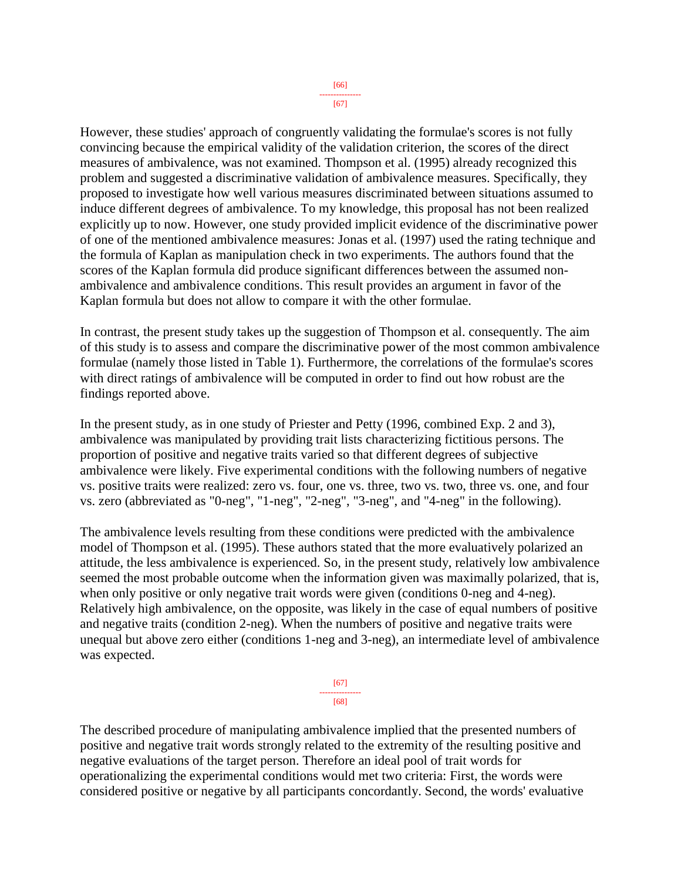However, these studies' approach of congruently validating the formulae's scores is not fully convincing because the empirical validity of the validation criterion, the scores of the direct measures of ambivalence, was not examined. Thompson et al. (1995) already recognized this problem and suggested a discriminative validation of ambivalence measures. Specifically, they proposed to investigate how well various measures discriminated between situations assumed to induce different degrees of ambivalence. To my knowledge, this proposal has not been realized explicitly up to now. However, one study provided implicit evidence of the discriminative power of one of the mentioned ambivalence measures: Jonas et al. (1997) used the rating technique and the formula of Kaplan as manipulation check in two experiments. The authors found that the scores of the Kaplan formula did produce significant differences between the assumed non-ambivalence and ambivalence conditions. This result provides an argument in favor of the Kaplan formula but does not allow to compare it with the other formulae.

In contrast, the present study takes up the suggestion of Thompson et al. consequently. The aim of this study is to assess and compare the discriminative power of the most common ambivalence formulae (namely those listed in Table 1). Furthermore, the correlations of the formulae's scores with direct ratings of ambivalence will be computed in order to find out how robust are the findings reported above.

In the present study, as in one study of Priester and Petty (1996, combined Exp. 2 and 3), ambivalence was manipulated by providing trait lists characterizing fictitious persons. The proportion of positive and negative traits varied so that different degrees of subjective ambivalence were likely. Five experimental conditions with the following numbers of negative vs. positive traits were realized: zero vs. four, one vs. three, two vs. two, three vs. one, and four vs. zero (abbreviated as "0-neg", "1-neg", "2-neg", "3-neg", and "4-neg" in the following).

The ambivalence levels resulting from these conditions were predicted with the ambivalence model of Thompson et al. (1995). These authors stated that the more evaluatively polarized an attitude, the less ambivalence is experienced. So, in the present study, relatively low ambivalence seemed the most probable outcome when the information given was maximally polarized, that is, when only positive or only negative trait words were given (conditions 0-neg and 4-neg). Relatively high ambivalence, on the opposite, was likely in the case of equal numbers of positive and negative traits (condition 2-neg). When the numbers of positive and negative traits were unequal but above zero either (conditions 1-neg and 3-neg), an intermediate level of ambivalence was expected.

The described procedure of manipulating ambivalence implied that the presented numbers of positive and negative trait words strongly related to the extremity of the resulting positive and negative evaluations of the target person. Therefore an ideal pool of trait words for operationalizing the experimental conditions would met two criteria: First, the words were considered positive or negative by all participants concordantly. Second, the words' evaluative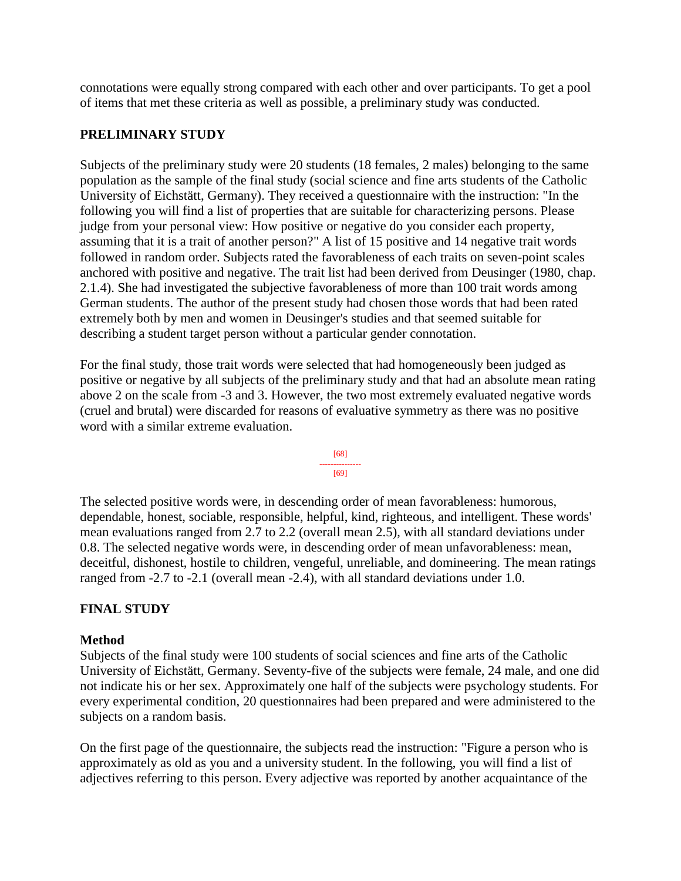connotations were equally strong compared with each other and over participants. To get a pool of items that met these criteria as well as possible, a preliminary study was conducted.

### PRELIMINARY STUDY

Subjects of the preliminary study were 20 students (18 females, 2 males) belonging to the same population as the sample of the final study (social science and fine arts students of the Catholic University of Eichstätt, Germany). They received a questionnaire with the instruction: "In the following you will find a list of properties that are suitable for characterizing persons. Please judge from your personal view: How positive or negative do you consider each property, assuming that it is a trait of another person?" A list of 15 positive and 14 negative trait words followed in random order. Subjects rated the favorableness of each traits on seven-point scales anchored with positive and negative. The trait list had been derived from Deusinger (1980, chap. 2.1.4). She had investigated the subjective favorableness of more than 100 trait words among German students. The author of the present study had chosen those words that had been rated extremely both by men and women in Deusinger's studies and that seemed suitable for describing a student target person without a particular gender connotation.

For the final study, those trait words were selected that had homogeneously been judged as positive or negative by all subjects of the preliminary study and that had an absolute mean rating above 2 on the scale from -3 and 3. However, the two most extremely evaluated negative words (cruel and brutal) were discarded for reasons of evaluative symmetry as there was no positive word with a similar extreme evaluation.

The selected positive words were, in descending order of mean favorableness: humorous, dependable, honest, sociable, responsible, helpful, kind, righteous, and intelligent. These words' mean evaluations ranged from 2.7 to 2.2 (overall mean 2.5), with all standard deviations under 0.8. The selected negative words were, in descending order of mean unfavorableness: mean, deceitful, dishonest, hostile to children, vengeful, unreliable, and domineering. The mean ratings ranged from -2.7 to -2.1 (overall mean -2.4), with all standard deviations under 1.0.

### FINAL STUDY

#### Method

Subjects of the final study were 100 students of social sciences and fine arts of the Catholic University of Eichstätt, Germany. Seventy-five of the subjects were female, 24 male, and one did not indicate his or her sex. Approximately one half of the subjects were psychology students. For every experimental condition, 20 questionnaires had been prepared and were administered to the subjects on a random basis.

On the first page of the questionnaire, the subjects read the instruction: "Figure a person who is approximately as old as you and a university student. In the following, you will find a list of adjectives referring to this person. Every adjective was reported by another acquaintance of the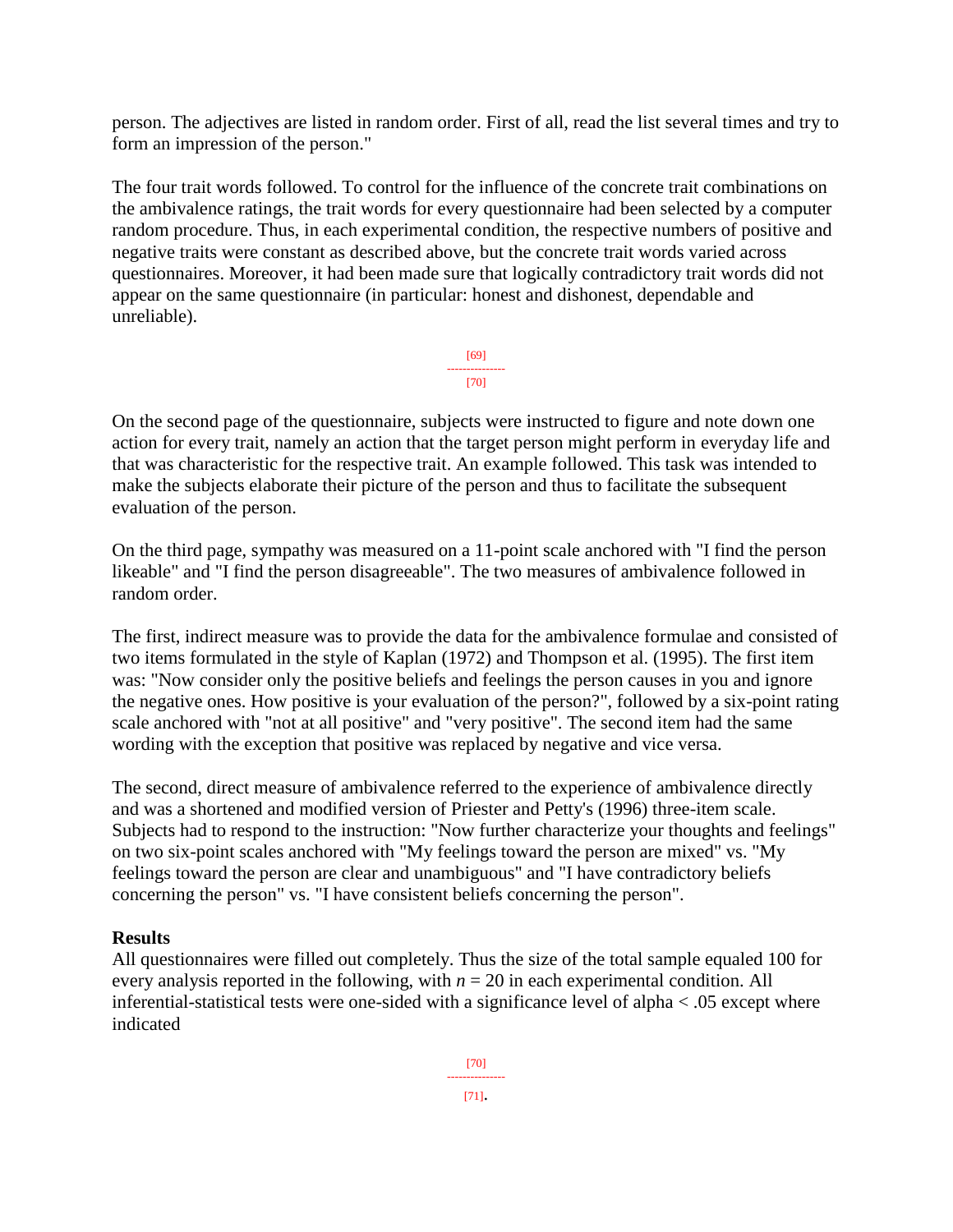person. The adjectives are listed in random order. First of all, read the list several times and try to form an impression of the person."

The four trait words followed. To control for the influence of the concrete trait combinations on the ambivalence ratings, the trait words for every questionnaire had been selected by a computer random procedure. Thus, in each experimental condition, the respective numbers of positive and negative traits were constant as described above, but the concrete trait words varied across questionnaires. Moreover, it had been made sure that logically contradictory trait words did not appear on the same questionnaire (in particular: honest and dishonest, dependable and unreliable).

On the second page of the questionnaire, subjects were instructed to figure and note down one action for every trait, namely an action that the target person might perform in everyday life and that was characteristic for the respective trait. An example followed. This task was intended to make the subjects elaborate their picture of the person and thus to facilitate the subsequent evaluation of the person.

On the third page, sympathy was measured on a 11-point scale anchored with "I find the person likeable" and "I find the person disagreeable". The two measures of ambivalence followed in random order.

The first, indirect measure was to provide the data for the ambivalence formulae and consisted of two items formulated in the style of Kaplan (1972) and Thompson et al. (1995). The first item was: "Now consider only the positive beliefs and feelings the person causes in you and ignore the negative ones. How positive is your evaluation of the person?", followed by a six-point rating scale anchored with "not at all positive" and "very positive". The second item had the same wording with the exception that positive was replaced by negative and vice versa.

The second, direct measure of ambivalence referred to the experience of ambivalence directly and was a shortened and modified version of Priester and Petty's (1996) three-item scale. Subjects had to respond to the instruction: "Now further characterize your thoughts and feelings" on two six-point scales anchored with "My feelings toward the person are mixed" vs. "My feelings toward the person are clear and unambiguous" and "I have contradictory beliefs concerning the person" vs. "I have consistent beliefs concerning the person".

### Results

All questionnaires were filled out completely. Thus the size of the total sample equaled 100 for every analysis reported in the following, with $n = 20$ in each experimental condition. All inferential-statistical tests were one-sided with a significance level of alpha $< .05$ except where indicated.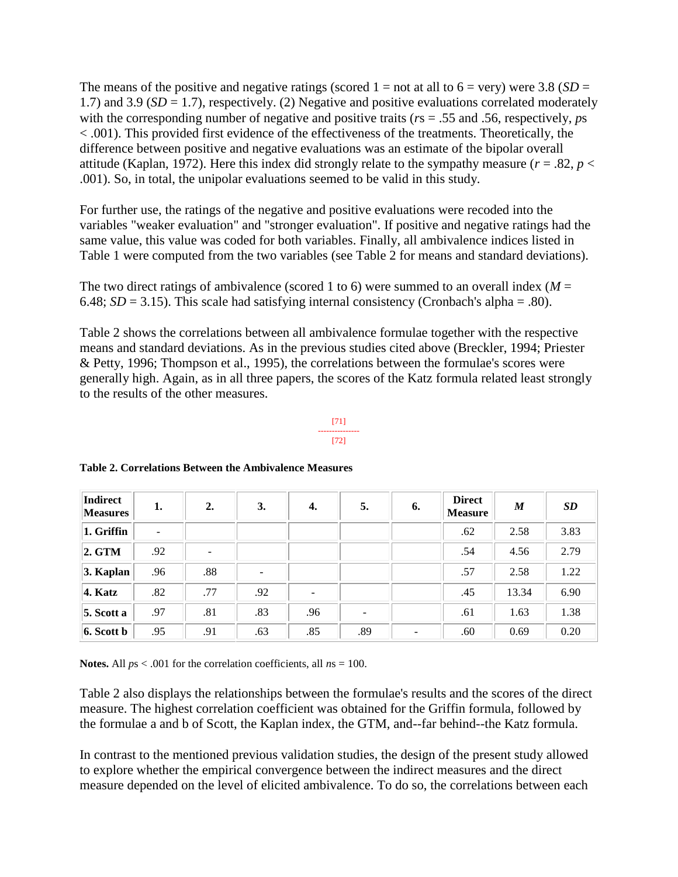The means of the positive and negative ratings (scored 1 = not at all to 6 = very) were 3.8 ($SD$ = 1.7) and 3.9 ($SD$ = 1.7), respectively. (2) Negative and positive evaluations correlated moderately with the corresponding number of negative and positive traits ($r$s = .55 and .56, respectively, $p$s < .001). This provided first evidence of the effectiveness of the treatments. Theoretically, the difference between positive and negative evaluations was an estimate of the bipolar overall attitude (Kaplan, 1972). Here this index did strongly relate to the sympathy measure ($r$ = .82, $p$ < .001). So, in total, the unipolar evaluations seemed to be valid in this study.

For further use, the ratings of the negative and positive evaluations were recoded into the variables "weaker evaluation" and "stronger evaluation". If positive and negative ratings had the same value, this value was coded for both variables. Finally, all ambivalence indices listed in Table 1 were computed from the two variables (see Table 2 for means and standard deviations).

The two direct ratings of ambivalence (scored 1 to 6) were summed to an overall index ($M$ = 6.48; $SD$ = 3.15). This scale had satisfying internal consistency (Cronbach's alpha = .80).

Table 2 shows the correlations between all ambivalence formulae together with the respective means and standard deviations. As in the previous studies cited above (Breckler, 1994; Priester & Petty, 1996; Thompson et al., 1995), the correlations between the formulae's scores were generally high. Again, as in all three papers, the scores of the Katz formula related least strongly to the results of the other measures.

[71]

[72]

**Table 2. Correlations Between the Ambivalence Measures**

| Indirect Measures | 1. | 2. | 3. | 4. | 5. | 6. | Direct Measure | *M* | *SD* |
|---|---|---|---|---|---|---|---|---|---|
| **1. Griffin** | - | | | | | | .62 | 2.58 | 3.83 |
| **2. GTM** | .92 | - | | | | | .54 | 4.56 | 2.79 |
| **3. Kaplan** | .96 | .88 | - | | | | .57 | 2.58 | 1.22 |
| **4. Katz** | .82 | .77 | .92 | - | | | .45 | 13.34 | 6.90 |
| **5. Scott a** | .97 | .81 | .83 | .96 | - | | .61 | 1.63 | 1.38 |
| **6. Scott b** | .95 | .91 | .63 | .85 | .89 | - | .60 | 0.69 | 0.20 |

**Notes.** All $p$s < .001 for the correlation coefficients, all $n$s = 100.

Table 2 also displays the relationships between the formulae's results and the scores of the direct measure. The highest correlation coefficient was obtained for the Griffin formula, followed by the formulae a and b of Scott, the Kaplan index, the GTM, and--far behind--the Katz formula.

In contrast to the mentioned previous validation studies, the design of the present study allowed to explore whether the empirical convergence between the indirect measures and the direct measure depended on the level of elicited ambivalence. To do so, the correlations between each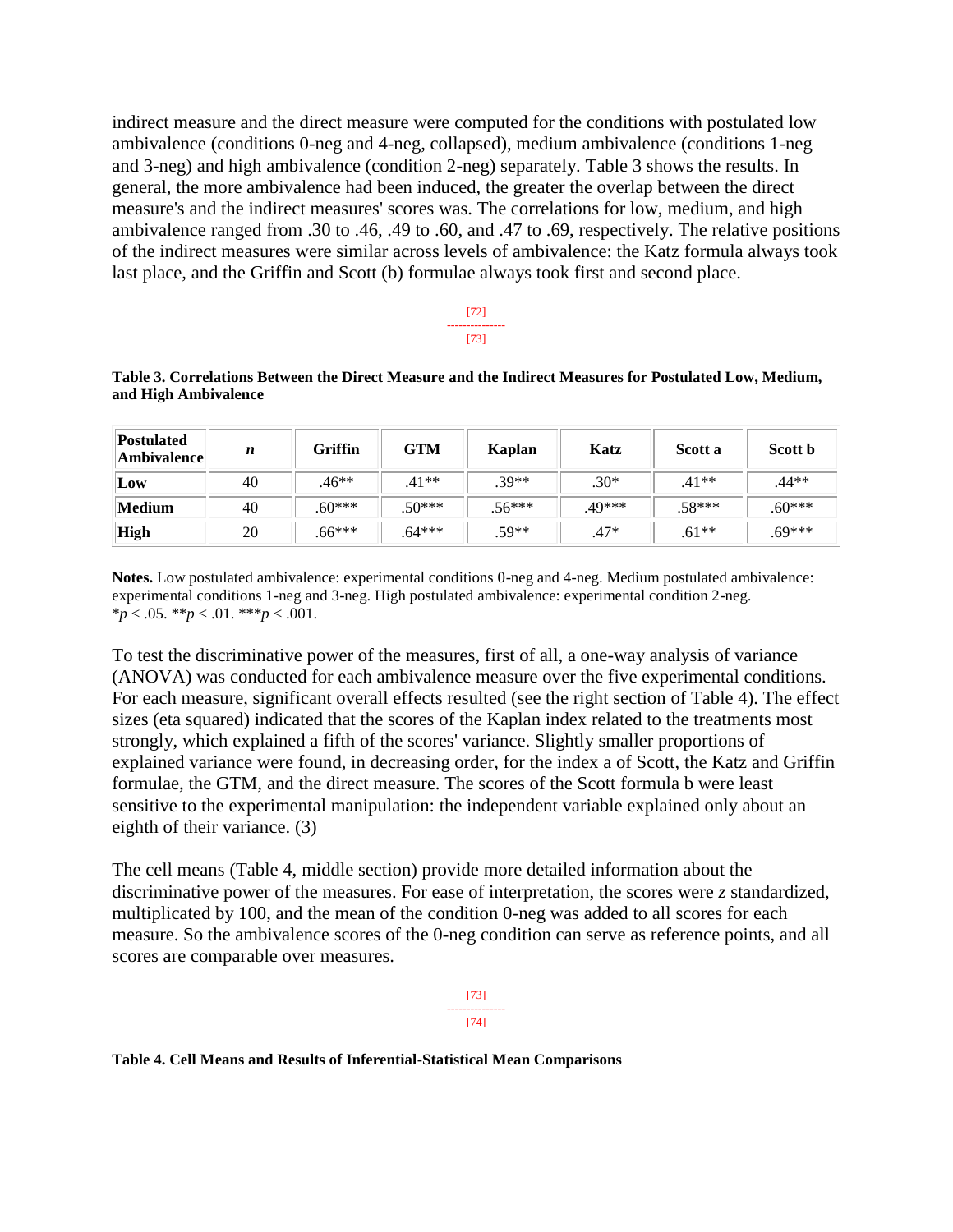indirect measure and the direct measure were computed for the conditions with postulated low ambivalence (conditions 0-neg and 4-neg, collapsed), medium ambivalence (conditions 1-neg and 3-neg) and high ambivalence (condition 2-neg) separately. Table 3 shows the results. In general, the more ambivalence had been induced, the greater the overlap between the direct measure's and the indirect measures' scores was. The correlations for low, medium, and high ambivalence ranged from .30 to .46, .49 to .60, and .47 to .69, respectively. The relative positions of the indirect measures were similar across levels of ambivalence: the Katz formula always took last place, and the Griffin and Scott (b) formulae always took first and second place.

**Table 3. Correlations Between the Direct Measure and the Indirect Measures for Postulated Low, Medium, and High Ambivalence**

| Postulated Ambivalence | *n* | Griffin | GTM | Kaplan | Katz | Scott a | Scott b |
|---|---|---|---|---|---|---|---|
| **Low** | 40 | .46** | .41** | .39** | .30* | .41** | .44** |
| **Medium** | 40 | .60*** | .50*** | .56*** | .49*** | .58*** | .60*** |
| **High** | 20 | .66*** | .64*** | .59** | .47* | .61** | .69*** |

**Notes.** Low postulated ambivalence: experimental conditions 0-neg and 4-neg. Medium postulated ambivalence: experimental conditions 1-neg and 3-neg. High postulated ambivalence: experimental condition 2-neg.
*$p < .05$. **$p < .01$. ***$p < .001$.

To test the discriminative power of the measures, first of all, a one-way analysis of variance (ANOVA) was conducted for each ambivalence measure over the five experimental conditions. For each measure, significant overall effects resulted (see the right section of Table 4). The effect sizes (eta squared) indicated that the scores of the Kaplan index related to the treatments most strongly, which explained a fifth of the scores' variance. Slightly smaller proportions of explained variance were found, in decreasing order, for the index a of Scott, the Katz and Griffin formulae, the GTM, and the direct measure. The scores of the Scott formula b were least sensitive to the experimental manipulation: the independent variable explained only about an eighth of their variance. (3)

The cell means (Table 4, middle section) provide more detailed information about the discriminative power of the measures. For ease of interpretation, the scores were *z* standardized, multiplicated by 100, and the mean of the condition 0-neg was added to all scores for each measure. So the ambivalence scores of the 0-neg condition can serve as reference points, and all scores are comparable over measures.

**Table 4. Cell Means and Results of Inferential-Statistical Mean Comparisons**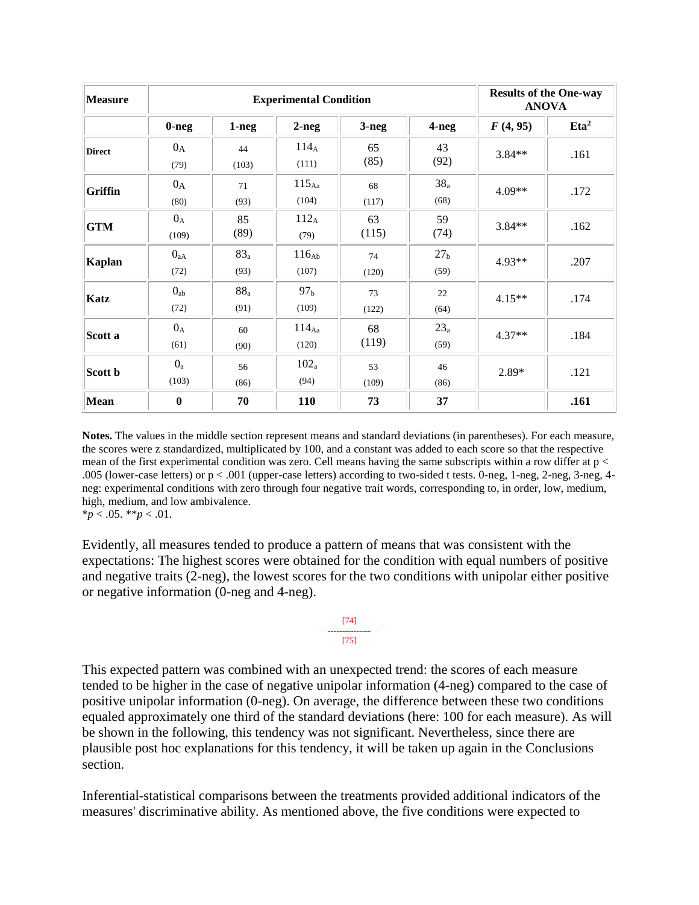| Measure | Experimental Condition | | | | | Results of the One-way ANOVA | |
|---|---|---|---|---|---|---|---|
| | 0-neg | 1-neg | 2-neg | 3-neg | 4-neg | *F* (4, 95) | Eta[2] |
| **Direct** | $0_A$ (79) | 44 (103) | $114_A$ (111) | 65 (85) | 43 (92) | 3.84** | .161 |
| **Griffin** | $0_A$ (80) | 71 (93) | $115_{Aa}$ (104) | 68 (117) | $38_a$ (68) | 4.09** | .172 |
| **GTM** | $0_A$ (109) | 85 (89) | $112_A$ (79) | 63 (115) | 59 (74) | 3.84** | .162 |
| **Kaplan** | $0_{aA}$ (72) | $83_a$ (93) | $116_{Ab}$ (107) | 74 (120) | $27_b$ (59) | 4.93** | .207 |
| **Katz** | $0_{ab}$ (72) | $88_a$ (91) | $97_b$ (109) | 73 (122) | 22 (64) | 4.15** | .174 |
| **Scott a** | $0_A$ (61) | 60 (90) | $114_{Aa}$ (120) | 68 (119) | $23_a$ (59) | 4.37** | .184 |
| **Scott b** | $0_a$ (103) | 56 (86) | $102_a$ (94) | 53 (109) | 46 (86) | 2.89* | .121 |
| **Mean** | **0** | **70** | **110** | **73** | **37** | | **.161** |

**Notes.** The values in the middle section represent means and standard deviations (in parentheses). For each measure, the scores were z standardized, multiplicated by 100, and a constant was added to each score so that the respective mean of the first experimental condition was zero. Cell means having the same subscripts within a row differ at $p < .005$ (lower-case letters) or $p < .001$ (upper-case letters) according to two-sided t tests. 0-neg, 1-neg, 2-neg, 3-neg, 4-neg: experimental conditions with zero through four negative trait words, corresponding to, in order, low, medium, high, medium, and low ambivalence.
$^*p < .05$. $^{**}p < .01$.

Evidently, all measures tended to produce a pattern of means that was consistent with the expectations: The highest scores were obtained for the condition with equal numbers of positive and negative traits (2-neg), the lowest scores for the two conditions with unipolar either positive or negative information (0-neg and 4-neg).

This expected pattern was combined with an unexpected trend: the scores of each measure tended to be higher in the case of negative unipolar information (4-neg) compared to the case of positive unipolar information (0-neg). On average, the difference between these two conditions equaled approximately one third of the standard deviations (here: 100 for each measure). As will be shown in the following, this tendency was not significant. Nevertheless, since there are plausible post hoc explanations for this tendency, it will be taken up again in the Conclusions section.

Inferential-statistical comparisons between the treatments provided additional indicators of the measures' discriminative ability. As mentioned above, the five conditions were expected to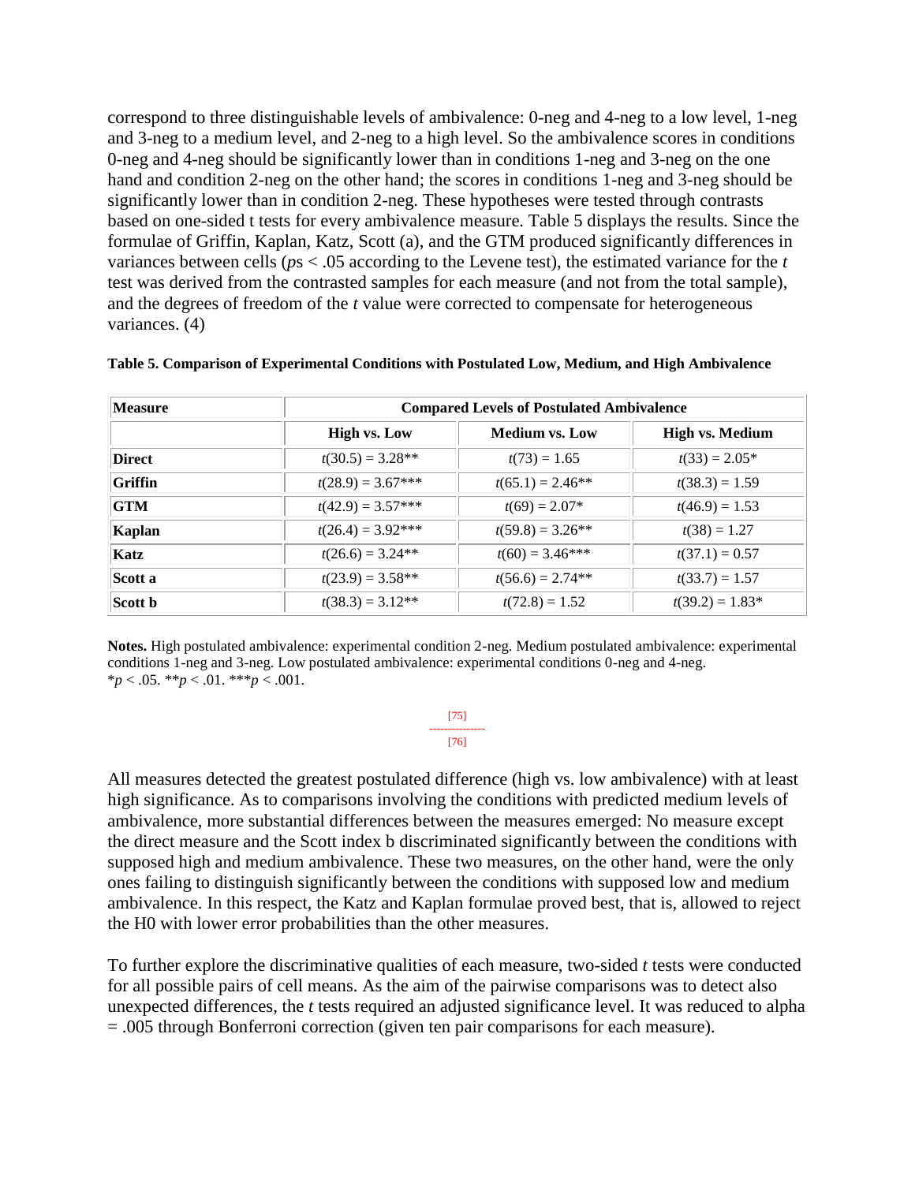correspond to three distinguishable levels of ambivalence: 0-neg and 4-neg to a low level, 1-neg and 3-neg to a medium level, and 2-neg to a high level. So the ambivalence scores in conditions 0-neg and 4-neg should be significantly lower than in conditions 1-neg and 3-neg on the one hand and condition 2-neg on the other hand; the scores in conditions 1-neg and 3-neg should be significantly lower than in condition 2-neg. These hypotheses were tested through contrasts based on one-sided t tests for every ambivalence measure. Table 5 displays the results. Since the formulae of Griffin, Kaplan, Katz, Scott (a), and the GTM produced significantly differences in variances between cells ($p$s < .05 according to the Levene test), the estimated variance for the $t$ test was derived from the contrasted samples for each measure (and not from the total sample), and the degrees of freedom of the $t$ value were corrected to compensate for heterogeneous variances. (4)

**Table 5. Comparison of Experimental Conditions with Postulated Low, Medium, and High Ambivalence**

| Measure | Compared Levels of Postulated Ambivalence | | |
|---|---|---|---|
| | High vs. Low | Medium vs. Low | High vs. Medium |
| **Direct** | $t(30.5) = 3.28$** | $t(73) = 1.65$ | $t(33) = 2.05$* |
| **Griffin** | $t(28.9) = 3.67$*** | $t(65.1) = 2.46$** | $t(38.3) = 1.59$ |
| **GTM** | $t(42.9) = 3.57$*** | $t(69) = 2.07$* | $t(46.9) = 1.53$ |
| **Kaplan** | $t(26.4) = 3.92$*** | $t(59.8) = 3.26$** | $t(38) = 1.27$ |
| **Katz** | $t(26.6) = 3.24$** | $t(60) = 3.46$*** | $t(37.1) = 0.57$ |
| **Scott a** | $t(23.9) = 3.58$** | $t(56.6) = 2.74$** | $t(33.7) = 1.57$ |
| **Scott b** | $t(38.3) = 3.12$** | $t(72.8) = 1.52$ | $t(39.2) = 1.83$* |

**Notes.** High postulated ambivalence: experimental condition 2-neg. Medium postulated ambivalence: experimental conditions 1-neg and 3-neg. Low postulated ambivalence: experimental conditions 0-neg and 4-neg.
*$p < .05$. **$p < .01$. ***$p < .001$.

All measures detected the greatest postulated difference (high vs. low ambivalence) with at least high significance. As to comparisons involving the conditions with predicted medium levels of ambivalence, more substantial differences between the measures emerged: No measure except the direct measure and the Scott index b discriminated significantly between the conditions with supposed high and medium ambivalence. These two measures, on the other hand, were the only ones failing to distinguish significantly between the conditions with supposed low and medium ambivalence. In this respect, the Katz and Kaplan formulae proved best, that is, allowed to reject the H0 with lower error probabilities than the other measures.

To further explore the discriminative qualities of each measure, two-sided $t$ tests were conducted for all possible pairs of cell means. As the aim of the pairwise comparisons was to detect also unexpected differences, the $t$ tests required an adjusted significance level. It was reduced to alpha = .005 through Bonferroni correction (given ten pair comparisons for each measure).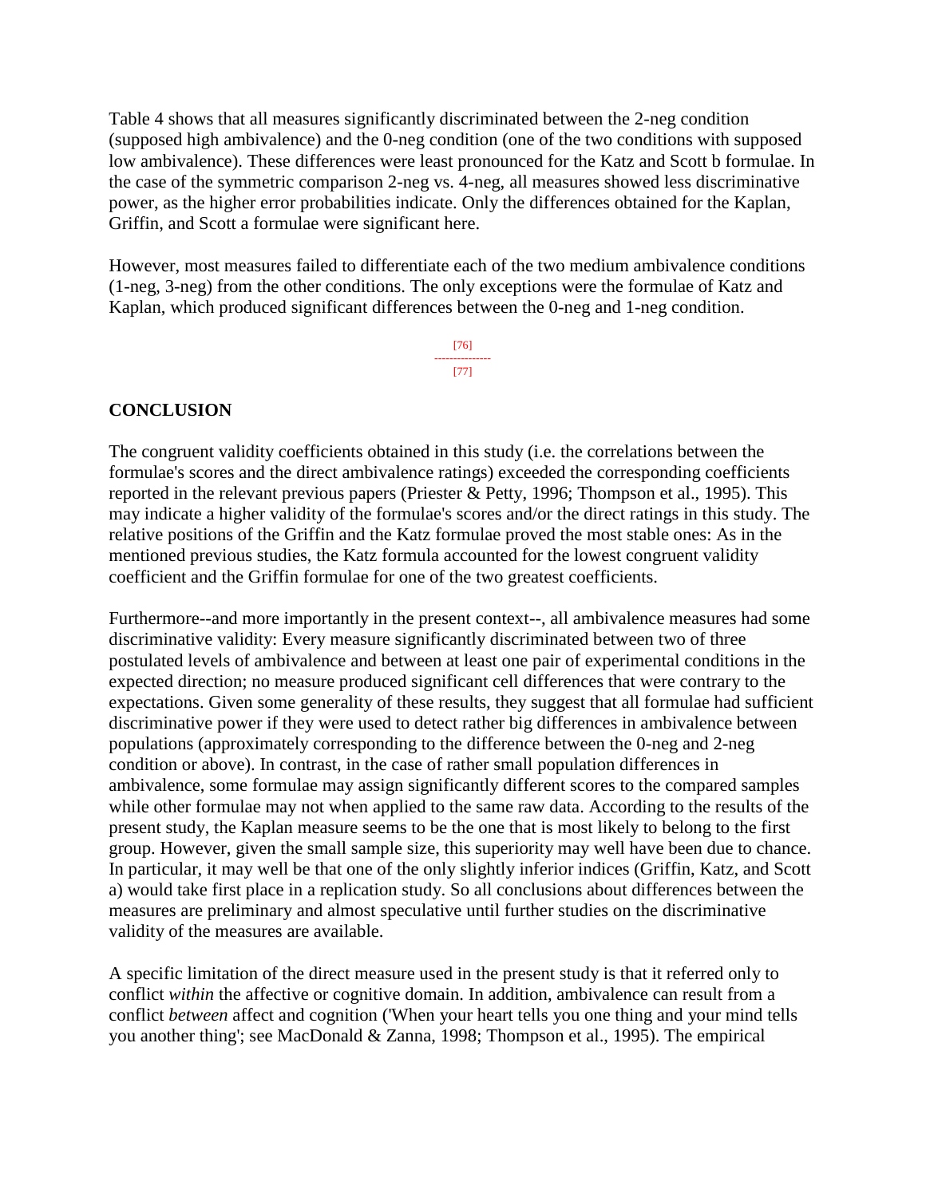Table 4 shows that all measures significantly discriminated between the 2-neg condition (supposed high ambivalence) and the 0-neg condition (one of the two conditions with supposed low ambivalence). These differences were least pronounced for the Katz and Scott b formulae. In the case of the symmetric comparison 2-neg vs. 4-neg, all measures showed less discriminative power, as the higher error probabilities indicate. Only the differences obtained for the Kaplan, Griffin, and Scott a formulae were significant here.

However, most measures failed to differentiate each of the two medium ambivalence conditions (1-neg, 3-neg) from the other conditions. The only exceptions were the formulae of Katz and Kaplan, which produced significant differences between the 0-neg and 1-neg condition.

## CONCLUSION

The congruent validity coefficients obtained in this study (i.e. the correlations between the formulae's scores and the direct ambivalence ratings) exceeded the corresponding coefficients reported in the relevant previous papers (Priester & Petty, 1996; Thompson et al., 1995). This may indicate a higher validity of the formulae's scores and/or the direct ratings in this study. The relative positions of the Griffin and the Katz formulae proved the most stable ones: As in the mentioned previous studies, the Katz formula accounted for the lowest congruent validity coefficient and the Griffin formulae for one of the two greatest coefficients.

Furthermore--and more importantly in the present context--, all ambivalence measures had some discriminative validity: Every measure significantly discriminated between two of three postulated levels of ambivalence and between at least one pair of experimental conditions in the expected direction; no measure produced significant cell differences that were contrary to the expectations. Given some generality of these results, they suggest that all formulae had sufficient discriminative power if they were used to detect rather big differences in ambivalence between populations (approximately corresponding to the difference between the 0-neg and 2-neg condition or above). In contrast, in the case of rather small population differences in ambivalence, some formulae may assign significantly different scores to the compared samples while other formulae may not when applied to the same raw data. According to the results of the present study, the Kaplan measure seems to be the one that is most likely to belong to the first group. However, given the small sample size, this superiority may well have been due to chance. In particular, it may well be that one of the only slightly inferior indices (Griffin, Katz, and Scott a) would take first place in a replication study. So all conclusions about differences between the measures are preliminary and almost speculative until further studies on the discriminative validity of the measures are available.

A specific limitation of the direct measure used in the present study is that it referred only to conflict *within* the affective or cognitive domain. In addition, ambivalence can result from a conflict *between* affect and cognition ('When your heart tells you one thing and your mind tells you another thing'; see MacDonald & Zanna, 1998; Thompson et al., 1995). The empirical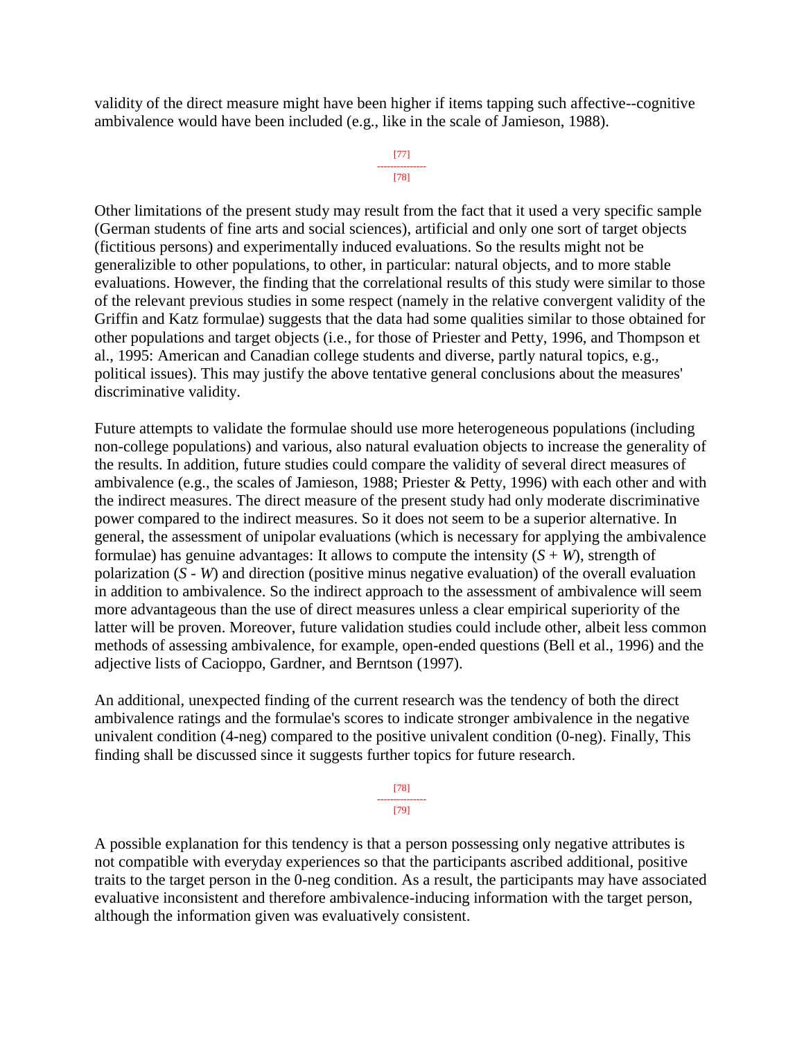validity of the direct measure might have been higher if items tapping such affective--cognitive ambivalence would have been included (e.g., like in the scale of Jamieson, 1988).

Other limitations of the present study may result from the fact that it used a very specific sample (German students of fine arts and social sciences), artificial and only one sort of target objects (fictitious persons) and experimentally induced evaluations. So the results might not be generalizible to other populations, to other, in particular: natural objects, and to more stable evaluations. However, the finding that the correlational results of this study were similar to those of the relevant previous studies in some respect (namely in the relative convergent validity of the Griffin and Katz formulae) suggests that the data had some qualities similar to those obtained for other populations and target objects (i.e., for those of Priester and Petty, 1996, and Thompson et al., 1995: American and Canadian college students and diverse, partly natural topics, e.g., political issues). This may justify the above tentative general conclusions about the measures' discriminative validity.

Future attempts to validate the formulae should use more heterogeneous populations (including non-college populations) and various, also natural evaluation objects to increase the generality of the results. In addition, future studies could compare the validity of several direct measures of ambivalence (e.g., the scales of Jamieson, 1988; Priester & Petty, 1996) with each other and with the indirect measures. The direct measure of the present study had only moderate discriminative power compared to the indirect measures. So it does not seem to be a superior alternative. In general, the assessment of unipolar evaluations (which is necessary for applying the ambivalence formulae) has genuine advantages: It allows to compute the intensity ($S + W$), strength of polarization ($S - W$) and direction (positive minus negative evaluation) of the overall evaluation in addition to ambivalence. So the indirect approach to the assessment of ambivalence will seem more advantageous than the use of direct measures unless a clear empirical superiority of the latter will be proven. Moreover, future validation studies could include other, albeit less common methods of assessing ambivalence, for example, open-ended questions (Bell et al., 1996) and the adjective lists of Cacioppo, Gardner, and Berntson (1997).

An additional, unexpected finding of the current research was the tendency of both the direct ambivalence ratings and the formulae's scores to indicate stronger ambivalence in the negative univalent condition (4-neg) compared to the positive univalent condition (0-neg). Finally, This finding shall be discussed since it suggests further topics for future research.

A possible explanation for this tendency is that a person possessing only negative attributes is not compatible with everyday experiences so that the participants ascribed additional, positive traits to the target person in the 0-neg condition. As a result, the participants may have associated evaluative inconsistent and therefore ambivalence-inducing information with the target person, although the information given was evaluatively consistent.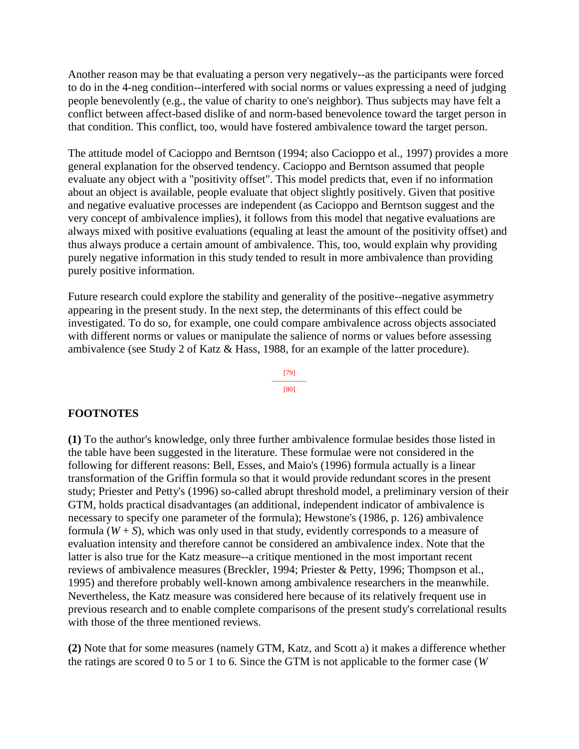Another reason may be that evaluating a person very negatively--as the participants were forced to do in the 4-neg condition--interfered with social norms or values expressing a need of judging people benevolently (e.g., the value of charity to one's neighbor). Thus subjects may have felt a conflict between affect-based dislike of and norm-based benevolence toward the target person in that condition. This conflict, too, would have fostered ambivalence toward the target person.

The attitude model of Cacioppo and Berntson (1994; also Cacioppo et al., 1997) provides a more general explanation for the observed tendency. Cacioppo and Berntson assumed that people evaluate any object with a "positivity offset". This model predicts that, even if no information about an object is available, people evaluate that object slightly positively. Given that positive and negative evaluative processes are independent (as Cacioppo and Berntson suggest and the very concept of ambivalence implies), it follows from this model that negative evaluations are always mixed with positive evaluations (equaling at least the amount of the positivity offset) and thus always produce a certain amount of ambivalence. This, too, would explain why providing purely negative information in this study tended to result in more ambivalence than providing purely positive information.

Future research could explore the stability and generality of the positive--negative asymmetry appearing in the present study. In the next step, the determinants of this effect could be investigated. To do so, for example, one could compare ambivalence across objects associated with different norms or values or manipulate the salience of norms or values before assessing ambivalence (see Study 2 of Katz & Hass, 1988, for an example of the latter procedure).

## FOOTNOTES

**(1)** To the author's knowledge, only three further ambivalence formulae besides those listed in the table have been suggested in the literature. These formulae were not considered in the following for different reasons: Bell, Esses, and Maio's (1996) formula actually is a linear transformation of the Griffin formula so that it would provide redundant scores in the present study; Priester and Petty's (1996) so-called abrupt threshold model, a preliminary version of their GTM, holds practical disadvantages (an additional, independent indicator of ambivalence is necessary to specify one parameter of the formula); Hewstone's (1986, p. 126) ambivalence formula ($W + S$), which was only used in that study, evidently corresponds to a measure of evaluation intensity and therefore cannot be considered an ambivalence index. Note that the latter is also true for the Katz measure--a critique mentioned in the most important recent reviews of ambivalence measures (Breckler, 1994; Priester & Petty, 1996; Thompson et al., 1995) and therefore probably well-known among ambivalence researchers in the meanwhile. Nevertheless, the Katz measure was considered here because of its relatively frequent use in previous research and to enable complete comparisons of the present study's correlational results with those of the three mentioned reviews.

**(2)** Note that for some measures (namely GTM, Katz, and Scott a) it makes a difference whether the ratings are scored 0 to 5 or 1 to 6. Since the GTM is not applicable to the former case ($W$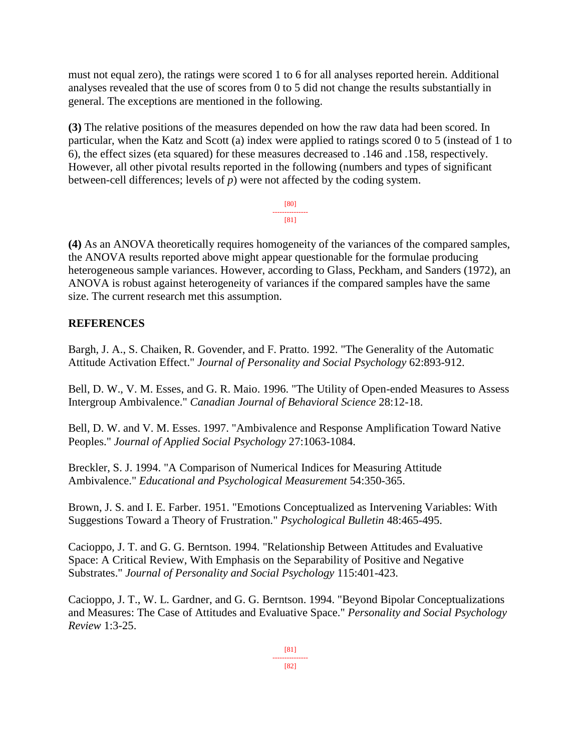must not equal zero), the ratings were scored 1 to 6 for all analyses reported herein. Additional analyses revealed that the use of scores from 0 to 5 did not change the results substantially in general. The exceptions are mentioned in the following.

**(3)** The relative positions of the measures depended on how the raw data had been scored. In particular, when the Katz and Scott (a) index were applied to ratings scored 0 to 5 (instead of 1 to 6), the effect sizes (eta squared) for these measures decreased to .146 and .158, respectively. However, all other pivotal results reported in the following (numbers and types of significant between-cell differences; levels of *p*) were not affected by the coding system.

**(4)** As an ANOVA theoretically requires homogeneity of the variances of the compared samples, the ANOVA results reported above might appear questionable for the formulae producing heterogeneous sample variances. However, according to Glass, Peckham, and Sanders (1972), an ANOVA is robust against heterogeneity of variances if the compared samples have the same size. The current research met this assumption.

## REFERENCES

Bargh, J. A., S. Chaiken, R. Govender, and F. Pratto. 1992. "The Generality of the Automatic Attitude Activation Effect." *Journal of Personality and Social Psychology* 62:893-912.

Bell, D. W., V. M. Esses, and G. R. Maio. 1996. "The Utility of Open-ended Measures to Assess Intergroup Ambivalence." *Canadian Journal of Behavioral Science* 28:12-18.

Bell, D. W. and V. M. Esses. 1997. "Ambivalence and Response Amplification Toward Native Peoples." *Journal of Applied Social Psychology* 27:1063-1084.

Breckler, S. J. 1994. "A Comparison of Numerical Indices for Measuring Attitude Ambivalence." *Educational and Psychological Measurement* 54:350-365.

Brown, J. S. and I. E. Farber. 1951. "Emotions Conceptualized as Intervening Variables: With Suggestions Toward a Theory of Frustration." *Psychological Bulletin* 48:465-495.

Cacioppo, J. T. and G. G. Berntson. 1994. "Relationship Between Attitudes and Evaluative Space: A Critical Review, With Emphasis on the Separability of Positive and Negative Substrates." *Journal of Personality and Social Psychology* 115:401-423.

Cacioppo, J. T., W. L. Gardner, and G. G. Berntson. 1994. "Beyond Bipolar Conceptualizations and Measures: The Case of Attitudes and Evaluative Space." *Personality and Social Psychology Review* 1:3-25.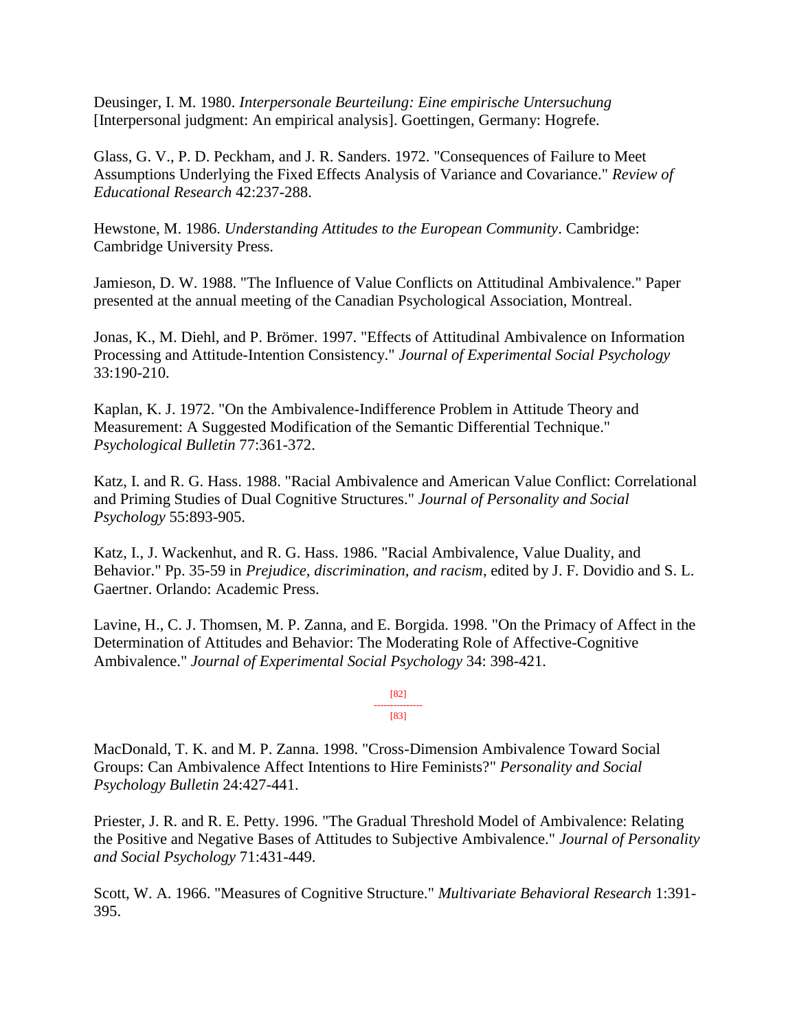Deusinger, I. M. 1980. *Interpersonale Beurteilung: Eine empirische Untersuchung* [Interpersonal judgment: An empirical analysis]. Goettingen, Germany: Hogrefe.

Glass, G. V., P. D. Peckham, and J. R. Sanders. 1972. "Consequences of Failure to Meet Assumptions Underlying the Fixed Effects Analysis of Variance and Covariance." *Review of Educational Research* 42:237-288.

Hewstone, M. 1986. *Understanding Attitudes to the European Community*. Cambridge: Cambridge University Press.

Jamieson, D. W. 1988. "The Influence of Value Conflicts on Attitudinal Ambivalence." Paper presented at the annual meeting of the Canadian Psychological Association, Montreal.

Jonas, K., M. Diehl, and P. Brömer. 1997. "Effects of Attitudinal Ambivalence on Information Processing and Attitude-Intention Consistency." *Journal of Experimental Social Psychology* 33:190-210.

Kaplan, K. J. 1972. "On the Ambivalence-Indifference Problem in Attitude Theory and Measurement: A Suggested Modification of the Semantic Differential Technique." *Psychological Bulletin* 77:361-372.

Katz, I. and R. G. Hass. 1988. "Racial Ambivalence and American Value Conflict: Correlational and Priming Studies of Dual Cognitive Structures." *Journal of Personality and Social Psychology* 55:893-905.

Katz, I., J. Wackenhut, and R. G. Hass. 1986. "Racial Ambivalence, Value Duality, and Behavior." Pp. 35-59 in *Prejudice, discrimination, and racism*, edited by J. F. Dovidio and S. L. Gaertner. Orlando: Academic Press.

Lavine, H., C. J. Thomsen, M. P. Zanna, and E. Borgida. 1998. "On the Primacy of Affect in the Determination of Attitudes and Behavior: The Moderating Role of Affective-Cognitive Ambivalence." *Journal of Experimental Social Psychology* 34: 398-421.

MacDonald, T. K. and M. P. Zanna. 1998. "Cross-Dimension Ambivalence Toward Social Groups: Can Ambivalence Affect Intentions to Hire Feminists?" *Personality and Social Psychology Bulletin* 24:427-441.

Priester, J. R. and R. E. Petty. 1996. "The Gradual Threshold Model of Ambivalence: Relating the Positive and Negative Bases of Attitudes to Subjective Ambivalence." *Journal of Personality and Social Psychology* 71:431-449.

Scott, W. A. 1966. "Measures of Cognitive Structure." *Multivariate Behavioral Research* 1:391-395.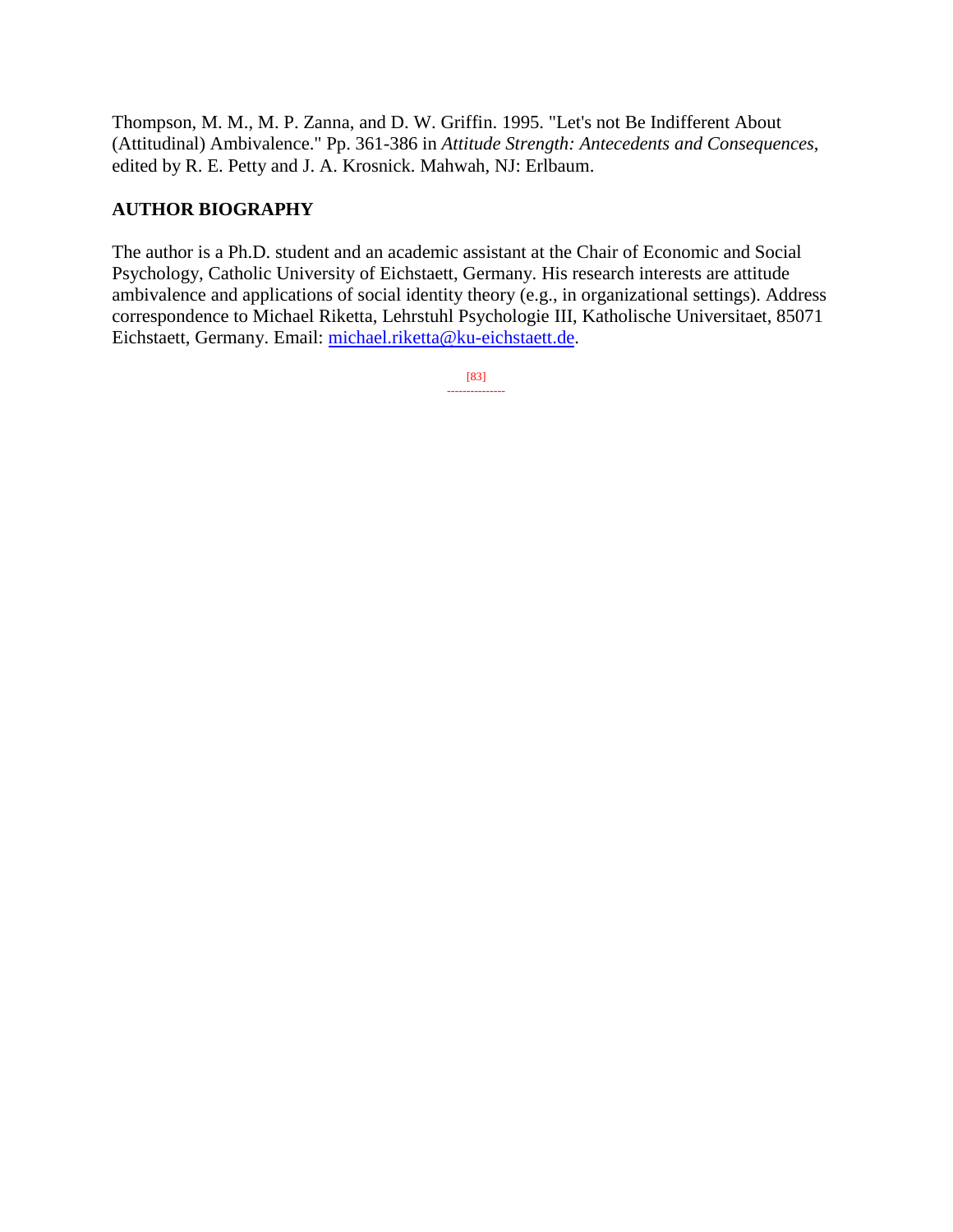Thompson, M. M., M. P. Zanna, and D. W. Griffin. 1995. "Let's not Be Indifferent About (Attitudinal) Ambivalence." Pp. 361-386 in *Attitude Strength: Antecedents and Consequences*, edited by R. E. Petty and J. A. Krosnick. Mahwah, NJ: Erlbaum.

## AUTHOR BIOGRAPHY

The author is a Ph.D. student and an academic assistant at the Chair of Economic and Social Psychology, Catholic University of Eichstaett, Germany. His research interests are attitude ambivalence and applications of social identity theory (e.g., in organizational settings). Address correspondence to Michael Riketta, Lehrstuhl Psychologie III, Katholische Universitaet, 85071 Eichstaett, Germany. Email: michael.riketta@ku-eichstaett.de.